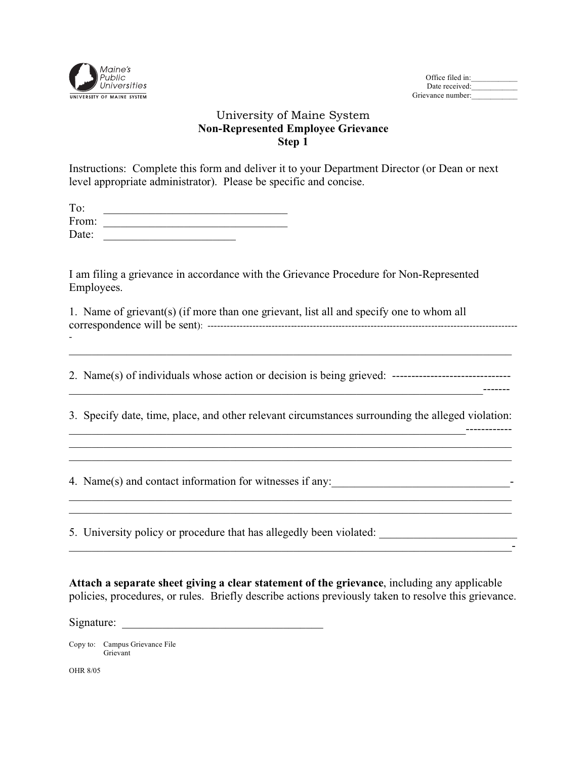Maine's Public Universities
UNIVERSITY OF MAINE SYSTEM

Office filed in:\_\_\_\_\_\_\_\_\_\_\_\_
Date received:\_\_\_\_\_\_\_\_\_\_\_\_
Grievance number:\_\_\_\_\_\_\_\_\_\_\_\_

# University of Maine System
## **Non-Represented Employee Grievance**
## **Step 1**

Instructions: Complete this form and deliver it to your Department Director (or Dean or next level appropriate administrator). Please be specific and concise.

To: \_\_\_\_\_\_\_\_\_\_\_\_\_\_\_\_\_\_\_\_\_\_\_\_\_\_\_\_\_\_\_\_
From: \_\_\_\_\_\_\_\_\_\_\_\_\_\_\_\_\_\_\_\_\_\_\_\_\_\_\_\_\_\_\_\_
Date: \_\_\_\_\_\_\_\_\_\_\_\_\_\_\_\_\_\_\_\_\_\_\_

I am filing a grievance in accordance with the Grievance Procedure for Non-Represented Employees.

1. Name of grievant(s) (if more than one grievant, list all and specify one to whom all correspondence will be sent): \_\_\_\_\_\_\_\_\_\_\_\_\_\_\_\_\_\_\_\_\_\_\_\_\_\_\_\_\_\_\_\_\_\_\_\_\_\_\_\_\_\_\_\_\_\_\_\_\_\_\_\_\_\_\_\_\_\_\_\_

2. Name(s) of individuals whose action or decision is being grieved: \_\_\_\_\_\_\_\_\_\_\_\_\_\_\_\_\_\_\_\_\_\_\_\_\_\_\_\_\_\_\_\_\_\_\_\_\_\_\_\_\_\_\_\_\_\_\_\_\_\_\_\_\_\_\_\_\_\_\_\_

3. Specify date, time, place, and other relevant circumstances surrounding the alleged violation: \_\_\_\_\_\_\_\_\_\_\_\_\_\_\_\_\_\_\_\_\_\_\_\_\_\_\_\_\_\_\_\_\_\_\_\_\_\_\_\_\_\_\_\_\_\_\_\_\_\_\_\_\_\_\_\_\_\_\_\_

4. Name(s) and contact information for witnesses if any: \_\_\_\_\_\_\_\_\_\_\_\_\_\_\_\_\_\_\_\_\_\_\_\_\_\_\_\_\_\_\_\_\_\_\_\_\_\_\_\_\_\_\_\_\_\_\_\_\_\_\_\_\_\_\_\_\_\_\_\_

5. University policy or procedure that has allegedly been violated: \_\_\_\_\_\_\_\_\_\_\_\_\_\_\_\_\_\_\_\_\_\_\_\_\_\_\_\_\_\_\_\_\_\_\_\_\_\_\_\_\_\_\_\_\_\_\_\_\_\_\_\_\_\_\_\_\_\_\_\_

**Attach a separate sheet giving a clear statement of the grievance**, including any applicable policies, procedures, or rules. Briefly describe actions previously taken to resolve this grievance.

Signature: \_\_\_\_\_\_\_\_\_\_\_\_\_\_\_\_\_\_\_\_\_\_\_\_\_\_\_\_\_\_\_\_\_\_\_

Copy to: Campus Grievance File
Grievant

OHR 8/05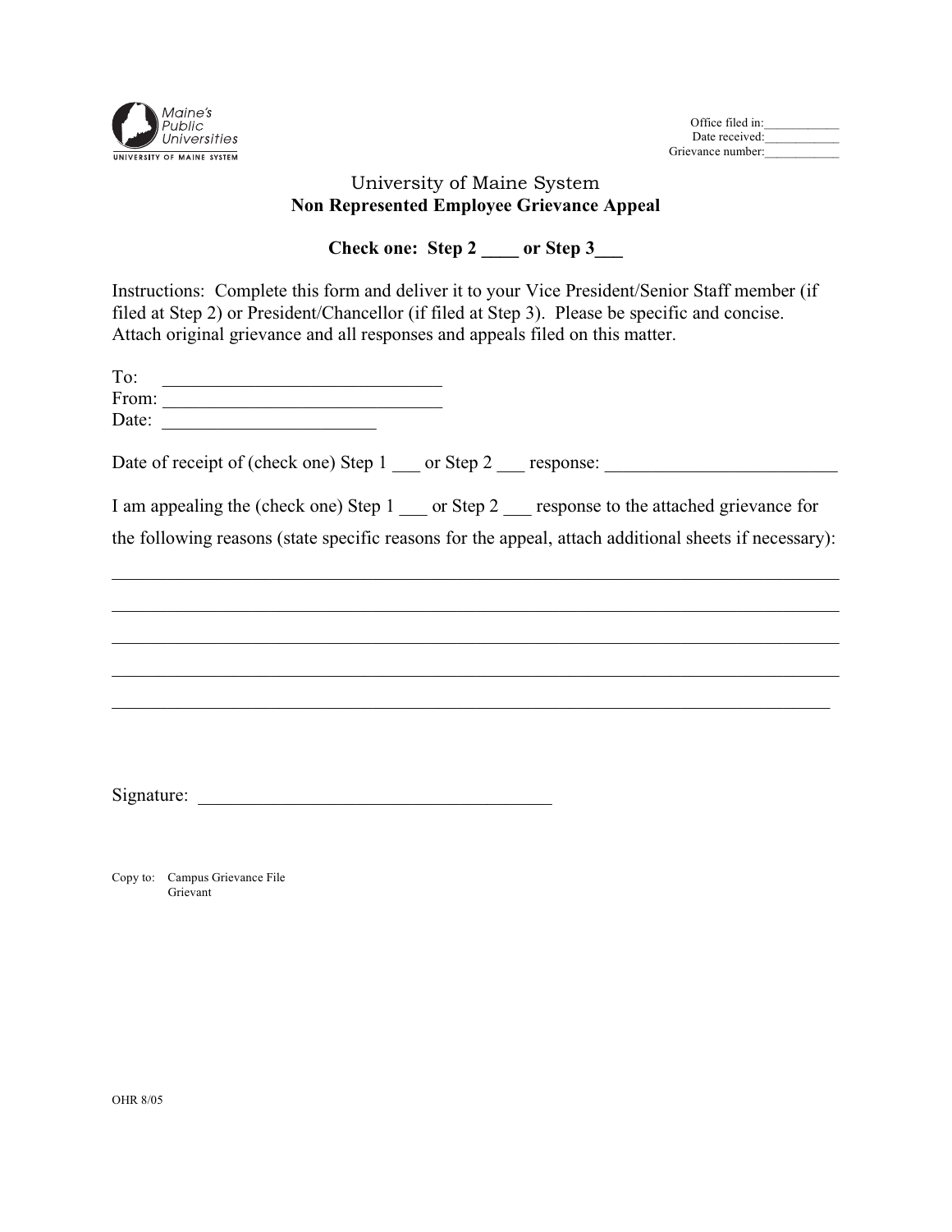Maine's Public Universities
UNIVERSITY OF MAINE SYSTEM

Office filed in:____________
Date received:____________
Grievance number:____________

# University of Maine System
## Non Represented Employee Grievance Appeal

**Check one: Step 2 ____ or Step 3___**

Instructions: Complete this form and deliver it to your Vice President/Senior Staff member (if filed at Step 2) or President/Chancellor (if filed at Step 3). Please be specific and concise. Attach original grievance and all responses and appeals filed on this matter.

To: ______________________________
From: ______________________________
Date: ______________________

Date of receipt of (check one) Step 1 ___ or Step 2 ___ response: _________________________

I am appealing the (check one) Step 1 ___ or Step 2 ___ response to the attached grievance for the following reasons (state specific reasons for the appeal, attach additional sheets if necessary):

________________________________________________________________________________

________________________________________________________________________________

________________________________________________________________________________

________________________________________________________________________________

________________________________________________________________________________

Signature: ______________________________________

Copy to: Campus Grievance File
Grievant

OHR 8/05